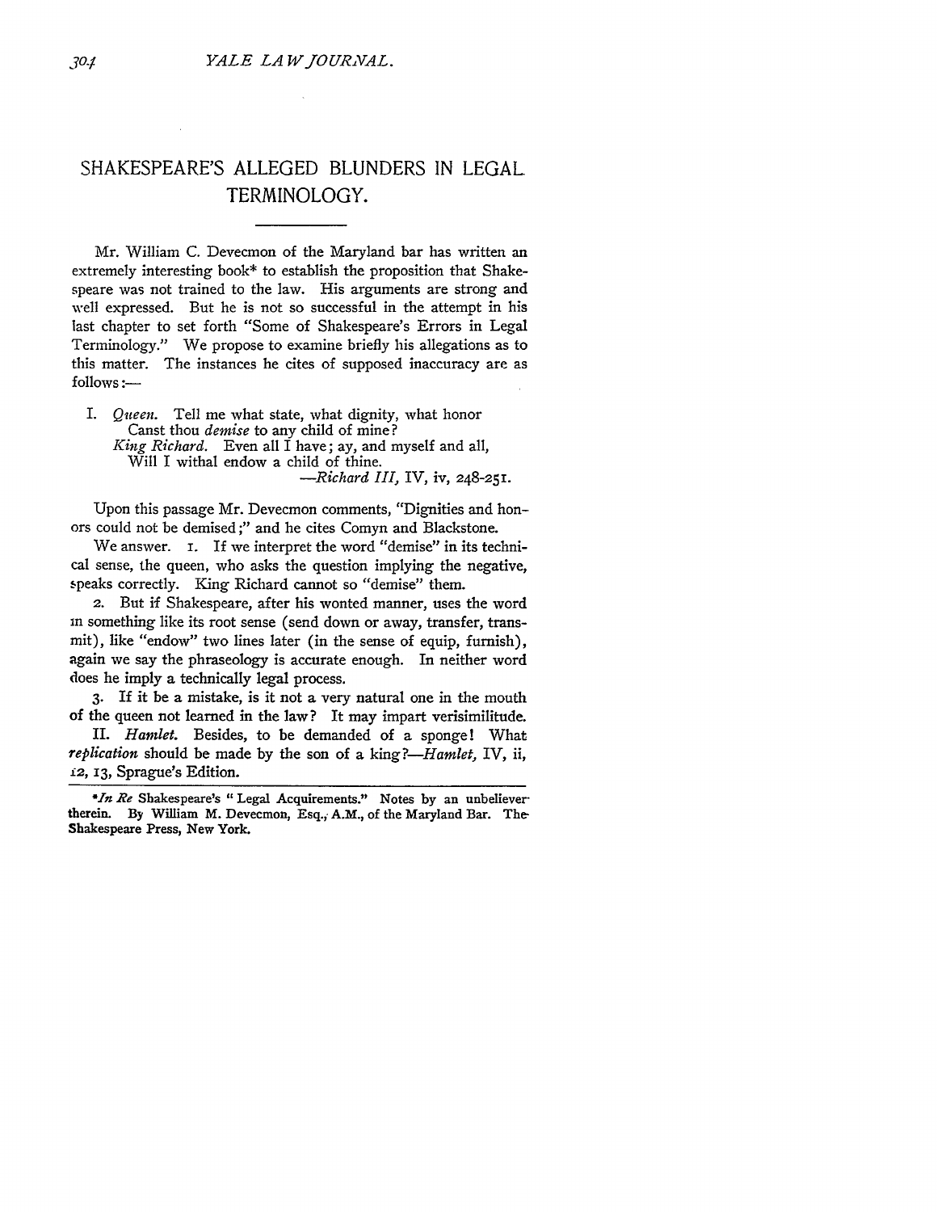# SHAKESPEARE'S ALLEGED BLUNDERS IN LEGAL TERMINOLOGY.

Mr. William C. Devecmon of the Maryland bar has written an extremely interesting book* to establish the proposition that Shakespeare was not trained to the law. His arguments are strong and well expressed. But he is not so successful in the attempt in his last chapter to set forth "Some of Shakespeare's Errors in Legal Terminology." We propose to examine briefly his allegations as to this matter. The instances he cites of supposed inaccuracy are as follows:—

I. *Queen.* Tell me what state, what dignity, what honor
Canst thou *demise* to any child of mine?
*King Richard.* Even all I have; ay, and myself and all,
Will I withal endow a child of thine.
—*Richard III,* IV, iv, 248-251.

Upon this passage Mr. Devecmon comments, "Dignities and honors could not be demised;" and he cites Comyn and Blackstone.

We answer. 1. If we interpret the word "demise" in its technical sense, the queen, who asks the question implying the negative, speaks correctly. King Richard cannot so "demise" them.

2. But if Shakespeare, after his wonted manner, uses the word in something like its root sense (send down or away, transfer, transmit), like "endow" two lines later (in the sense of equip, furnish), again we say the phraseology is accurate enough. In neither word does he imply a technically legal process.

3. If it be a mistake, is it not a very natural one in the mouth of the queen not learned in the law? It may impart verisimilitude.

II. *Hamlet.* Besides, to be demanded of a sponge! What *replication* should be made by the son of a king?—*Hamlet,* IV, ii, 12, 13, Sprague's Edition.

---

**In Re* Shakespeare's "Legal Acquirements." Notes by an unbeliever therein. By William M. Devecmon, Esq., A.M., of the Maryland Bar. The Shakespeare Press, New York.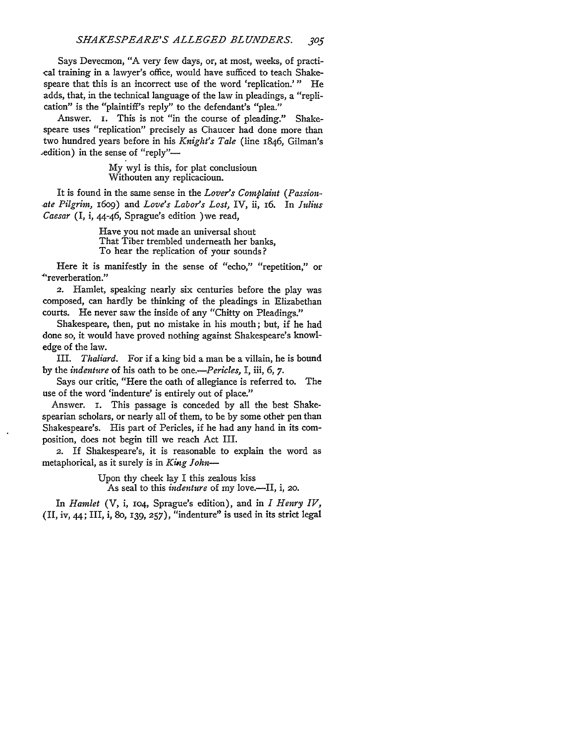Says Devecmon, "A very few days, or, at most, weeks, of practical training in a lawyer's office, would have sufficed to teach Shakespeare that this is an incorrect use of the word 'replication.'" He adds, that, in the technical language of the law in pleadings, a "replication" is the "plaintiff's reply" to the defendant's "plea."

Answer. 1. This is not "in the course of pleading." Shakespeare uses "replication" precisely as Chaucer had done more than two hundred years before in his *Knight's Tale* (line 1846, Gilman's edition) in the sense of "reply"—

> My wyl is this, for plat conclusioun
> Withouten any replicacioun.

It is found in the same sense in the *Lover's Complaint* (*Passionate Pilgrim,* 1609) and *Love's Labor's Lost,* IV, ii, 16. In *Julius Caesar* (I, i, 44-46, Sprague's edition) we read,

> Have you not made an universal shout
> That Tiber trembled underneath her banks,
> To hear the replication of your sounds?

Here it is manifestly in the sense of "echo," "repetition," or "reverberation."

2. Hamlet, speaking nearly six centuries before the play was composed, can hardly be thinking of the pleadings in Elizabethan courts. He never saw the inside of any "Chitty on Pleadings."

Shakespeare, then, put no mistake in his mouth; but, if he had done so, it would have proved nothing against Shakespeare's knowledge of the law.

III. *Thaliard.* For if a king bid a man be a villain, he is bound by the *indenture* of his oath to be one.—*Pericles,* I, iii, 6, 7.

Says our critic, "Here the oath of allegiance is referred to. The use of the word 'indenture' is entirely out of place."

Answer. 1. This passage is conceded by all the best Shakespearian scholars, or nearly all of them, to be by some other pen than Shakespeare's. His part of Pericles, if he had any hand in its composition, does not begin till we reach Act III.

2. If Shakespeare's, it is reasonable to explain the word as metaphorical, as it surely is in *King John*—

> Upon thy cheek lay I this zealous kiss
> As seal to this *indenture* of my love.—II, i, 20.

In *Hamlet* (V, i, 104, Sprague's edition), and in *I Henry IV,* (II, iv, 44; III, i, 80, 139, 257), "indenture" is used in its strict legal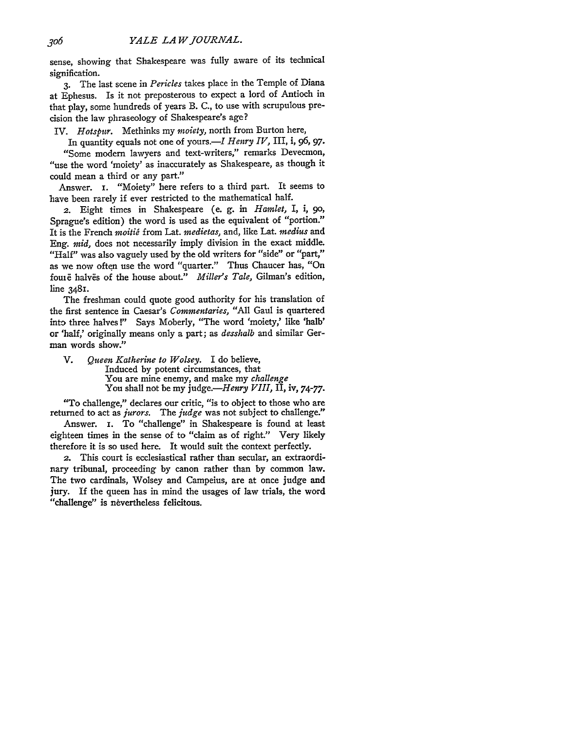sense, showing that Shakespeare was fully aware of its technical signification.

3. The last scene in *Pericles* takes place in the Temple of Diana at Ephesus. Is it not preposterous to expect a lord of Antioch in that play, some hundreds of years B. C., to use with scrupulous precision the law phraseology of Shakespeare's age?

IV. *Hotspur.* Methinks my *moiety,* north from Burton here,
In quantity equals not one of yours.—*I Henry IV,* III, i, 96, 97.

"Some modern lawyers and text-writers," remarks Devecmon, "use the word 'moiety' as inaccurately as Shakespeare, as though it could mean a third or any part."

Answer. 1. "Moiety" here refers to a third part. It seems to have been rarely if ever restricted to the mathematical half.

2. Eight times in Shakespeare (e. g. in *Hamlet,* I, i, 90, Sprague's edition) the word is used as the equivalent of "portion." It is the French *moitié* from Lat. *medietas,* and, like Lat. *medius* and Eng. *mid,* does not necessarily imply division in the exact middle. "Half" was also vaguely used by the old writers for "side" or "part," as we now often use the word "quarter." Thus Chaucer has, "On foure halvës of the house about." *Miller's Tale,* Gilman's edition, line 3481.

The freshman could quote good authority for his translation of the first sentence in Caesar's *Commentaries,* "All Gaul is quartered into three halves!" Says Moberly, "The word 'moiety,' like 'halb' or 'half,' originally means only a part; as *desshalb* and similar German words show."

V. *Queen Katherine to Wolsey.* I do believe,
Induced by potent circumstances, that
You are mine enemy, and make my *challenge*
You shall not be my judge.—*Henry VIII,* II, iv, 74-77.

"To challenge," declares our critic, "is to object to those who are returned to act as *jurors.* The *judge* was not subject to challenge."

Answer. 1. To "challenge" in Shakespeare is found at least eighteen times in the sense of to "claim as of right." Very likely therefore it is so used here. It would suit the context perfectly.

2. This court is ecclesiastical rather than secular, an extraordinary tribunal, proceeding by canon rather than by common law. The two cardinals, Wolsey and Campeius, are at once judge and jury. If the queen has in mind the usages of law trials, the word "challenge" is nevertheless felicitous.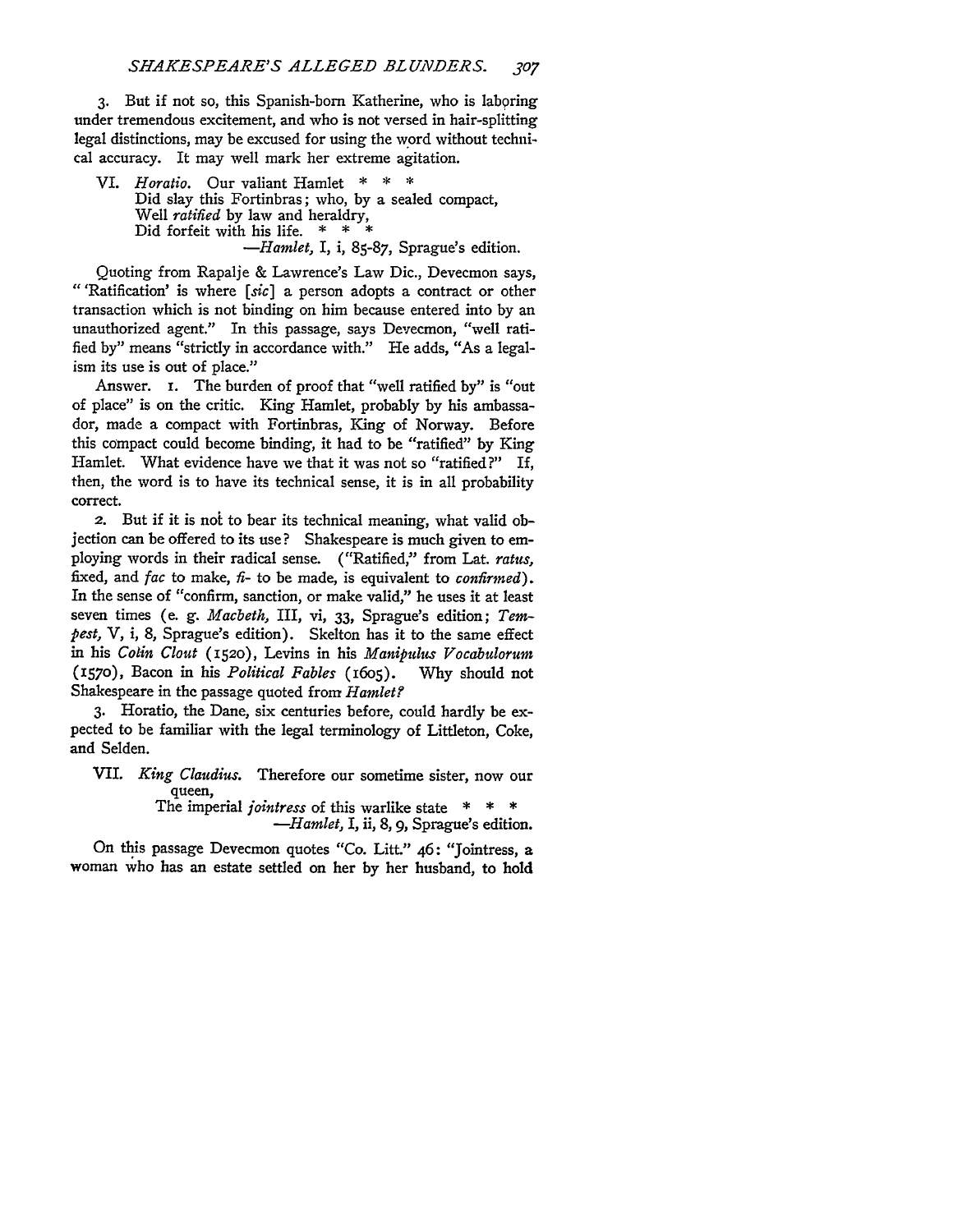3. But if not so, this Spanish-born Katherine, who is laboring under tremendous excitement, and who is not versed in hair-splitting legal distinctions, may be excused for using the word without technical accuracy. It may well mark her extreme agitation.

> VI. *Horatio.* Our valiant Hamlet * * *
> Did slay this Fortinbras; who, by a sealed compact,
> Well *ratified* by law and heraldry,
> Did forfeit with his life. * * *
> —*Hamlet,* I, i, 85-87, Sprague's edition.

Quoting from Rapalje & Lawrence's Law Dic., Devecmon says, "'Ratification' is where [*sic*] a person adopts a contract or other transaction which is not binding on him because entered into by an unauthorized agent." In this passage, says Devecmon, "well ratified by" means "strictly in accordance with." He adds, "As a legalism its use is out of place."

Answer. 1. The burden of proof that "well ratified by" is "out of place" is on the critic. King Hamlet, probably by his ambassador, made a compact with Fortinbras, King of Norway. Before this compact could become binding, it had to be "ratified" by King Hamlet. What evidence have we that it was not so "ratified?" If, then, the word is to have its technical sense, it is in all probability correct.

2. But if it is not to bear its technical meaning, what valid objection can be offered to its use? Shakespeare is much given to employing words in their radical sense. ("Ratified," from Lat. *ratus,* fixed, and *fac* to make, *fi-* to be made, is equivalent to *confirmed*). In the sense of "confirm, sanction, or make valid," he uses it at least seven times (e. g. *Macbeth,* III, vi, 33, Sprague's edition; *Tempest,* V, i, 8, Sprague's edition). Skelton has it to the same effect in his *Colin Clout* (1520), Levins in his *Manipulus Vocabulorum* (1570), Bacon in his *Political Fables* (1605). Why should not Shakespeare in the passage quoted from *Hamlet?*

3. Horatio, the Dane, six centuries before, could hardly be expected to be familiar with the legal terminology of Littleton, Coke, and Selden.

> VII. *King Claudius.* Therefore our sometime sister, now our queen,
> The imperial *jointress* of this warlike state * * *
> —*Hamlet,* I, ii, 8, 9, Sprague's edition.

On this passage Devecmon quotes "Co. Litt." 46: "Jointress, a woman who has an estate settled on her by her husband, to hold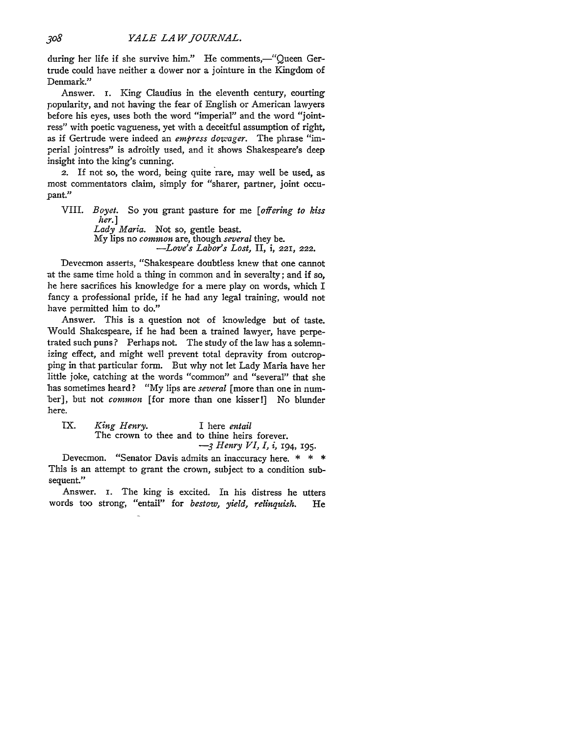during her life if she survive him." He comments,—"Queen Gertrude could have neither a dower nor a jointure in the Kingdom of Denmark."

Answer. 1. King Claudius in the eleventh century, courting popularity, and not having the fear of English or American lawyers before his eyes, uses both the word "imperial" and the word "jointress" with poetic vagueness, yet with a deceitful assumption of right, as if Gertrude were indeed an *empress dowager*. The phrase "imperial jointress" is adroitly used, and it shows Shakespeare's deep insight into the king's cunning.

2. If not so, the word, being quite rare, may well be used, as most commentators claim, simply for "sharer, partner, joint occupant."

VIII. *Boyet*. So you grant pasture for me [*offering to kiss her.*]
*Lady Maria*. Not so, gentle beast.
My lips no *common* are, though *several* they be.
—*Love's Labor's Lost*, II, i, 221, 222.

Devecmon asserts, "Shakespeare doubtless knew that one cannot at the same time hold a thing in common and in severalty; and if so, he here sacrifices his knowledge for a mere play on words, which I fancy a professional pride, if he had any legal training, would not have permitted him to do."

Answer. This is a question not of knowledge but of taste. Would Shakespeare, if he had been a trained lawyer, have perpetrated such puns? Perhaps not. The study of the law has a solemnizing effect, and might well prevent total depravity from outcropping in that particular form. But why not let Lady Maria have her little joke, catching at the words "common" and "several" that she has sometimes heard? "My lips are *several* [more than one in number], but not *common* [for more than one kisser!] No blunder here.

IX. *King Henry*. I here *entail*
The crown to thee and to thine heirs forever.
—*3 Henry VI, I, i*, 194, 195.

Devecmon. "Senator Davis admits an inaccuracy here. * * * This is an attempt to grant the crown, subject to a condition subsequent."

Answer. 1. The king is excited. In his distress he utters words too strong, "entail" for *bestow, yield, relinquish*. He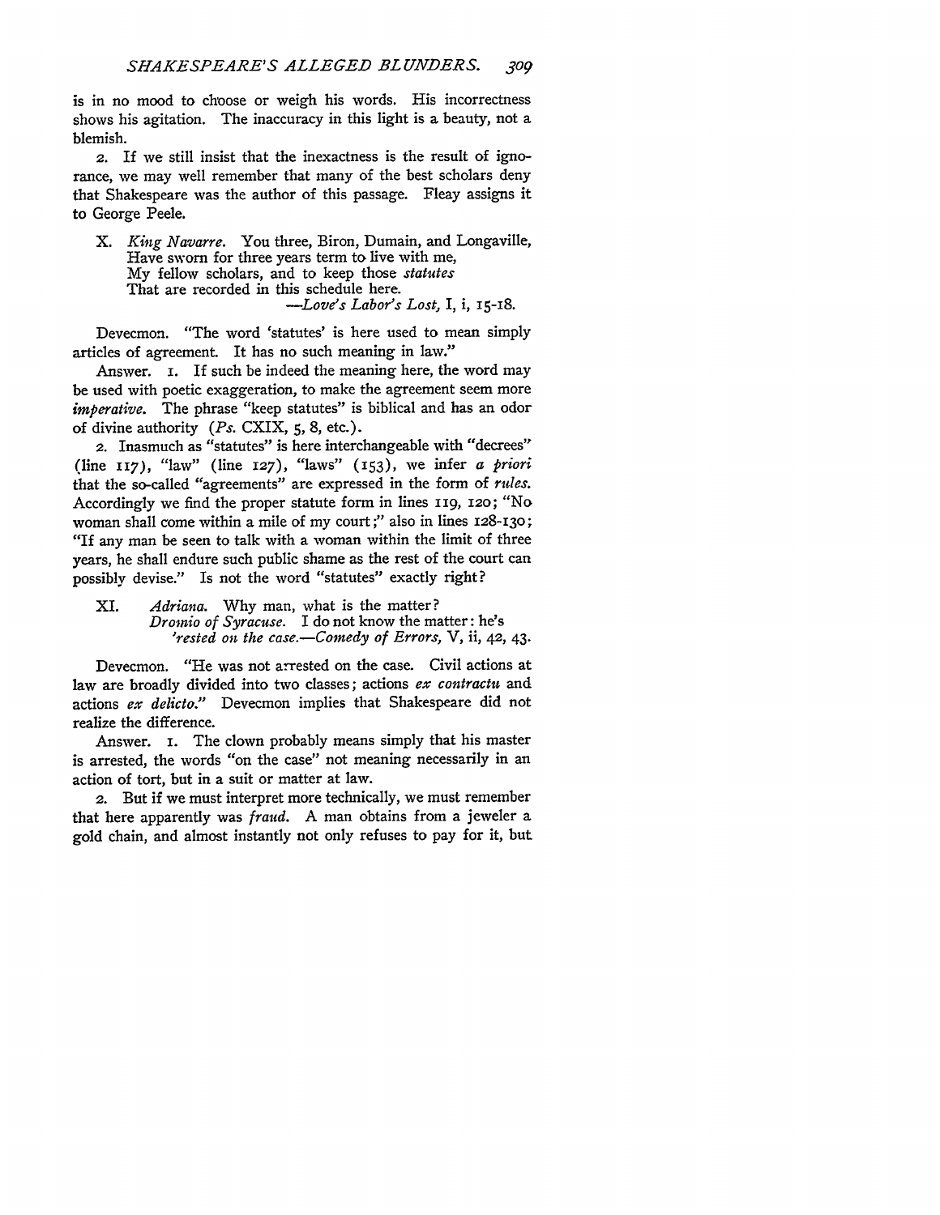is in no mood to choose or weigh his words. His incorrectness shows his agitation. The inaccuracy in this light is a beauty, not a blemish.

2. If we still insist that the inexactness is the result of ignorance, we may well remember that many of the best scholars deny that Shakespeare was the author of this passage. Fleay assigns it to George Peele.

> X. *King Navarre.* You three, Biron, Dumain, and Longaville,
> Have sworn for three years term to live with me,
> My fellow scholars, and to keep those *statutes*
> That are recorded in this schedule here.
> —*Love's Labor's Lost,* I, i, 15-18.

Devecmon. "The word 'statutes' is here used to mean simply articles of agreement. It has no such meaning in law."

Answer. 1. If such be indeed the meaning here, the word may be used with poetic exaggeration, to make the agreement seem more *imperative*. The phrase "keep statutes" is biblical and has an odor of divine authority (*Ps.* CXIX, 5, 8, etc.).

2. Inasmuch as "statutes" is here interchangeable with "decrees" (line 117), "law" (line 127), "laws" (153), we infer *a priori* that the so-called "agreements" are expressed in the form of *rules*. Accordingly we find the proper statute form in lines 119, 120; "No woman shall come within a mile of my court;" also in lines 128-130; "If any man be seen to talk with a woman within the limit of three years, he shall endure such public shame as the rest of the court can possibly devise." Is not the word "statutes" exactly right?

> XI. *Adriana.* Why man, what is the matter?
> *Dromio of Syracuse.* I do not know the matter: he's
> *'rested on the case.*—*Comedy of Errors,* V, ii, 42, 43.

Devecmon. "He was not arrested on the case. Civil actions at law are broadly divided into two classes; actions *ex contractu* and actions *ex delicto*." Devecmon implies that Shakespeare did not realize the difference.

Answer. 1. The clown probably means simply that his master is arrested, the words "on the case" not meaning necessarily in an action of tort, but in a suit or matter at law.

2. But if we must interpret more technically, we must remember that here apparently was *fraud*. A man obtains from a jeweler a gold chain, and almost instantly not only refuses to pay for it, but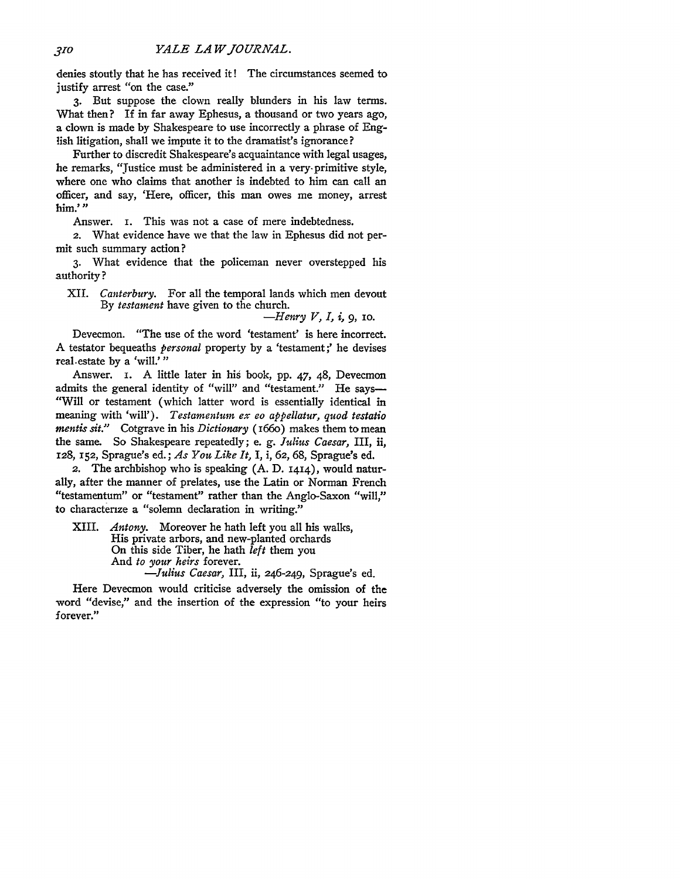denies stoutly that he has received it! The circumstances seemed to justify arrest "on the case."

3. But suppose the clown really blunders in his law terms. What then? If in far away Ephesus, a thousand or two years ago, a clown is made by Shakespeare to use incorrectly a phrase of English litigation, shall we impute it to the dramatist's ignorance?

Further to discredit Shakespeare's acquaintance with legal usages, he remarks, "Justice must be administered in a very primitive style, where one who claims that another is indebted to him can call an officer, and say, 'Here, officer, this man owes me money, arrest him.'"

Answer. 1. This was not a case of mere indebtedness.

2. What evidence have we that the law in Ephesus did not permit such summary action?

3. What evidence that the policeman never overstepped his authority?

XII. *Canterbury.* For all the temporal lands which men devout
By *testament* have given to the church.
—*Henry V, I, i,* 9, 10.

Devecmon. "The use of the word 'testament' is here incorrect. A testator bequeaths *personal* property by a 'testament;' he devises real estate by a 'will.'"

Answer. 1. A little later in his book, pp. 47, 48, Devecmon admits the general identity of "will" and "testament." He says—"Will or testament (which latter word is essentially identical in meaning with 'will'). *Testamentum ex eo appellatur, quod testatio mentis sit.*" Cotgrave in his *Dictionary* (1660) makes them to mean the same. So Shakespeare repeatedly; e. g. *Julius Caesar,* III, ii, 128, 152, Sprague's ed.; *As You Like It,* I, i, 62, 68, Sprague's ed.

2. The archbishop who is speaking (A. D. 1414), would naturally, after the manner of prelates, use the Latin or Norman French "testamentum" or "testament" rather than the Anglo-Saxon "will," to characterize a "solemn declaration in writing."

XIII. *Antony.* Moreover he hath left you all his walks,
His private arbors, and new-planted orchards
On this side Tiber, he hath *left* them you
And *to your heirs* forever.
—*Julius Caesar,* III, ii, 246-249, Sprague's ed.

Here Devecmon would criticise adversely the omission of the word "devise," and the insertion of the expression "to your heirs forever."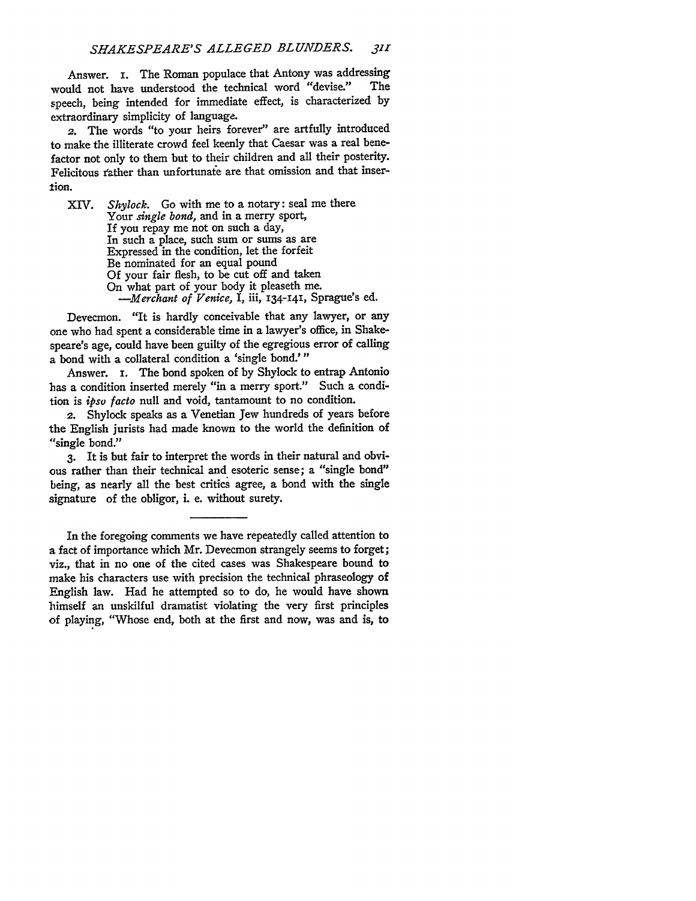Answer. 1. The Roman populace that Antony was addressing would not have understood the technical word "devise." The speech, being intended for immediate effect, is characterized by extraordinary simplicity of language.

2. The words "to your heirs forever" are artfully introduced to make the illiterate crowd feel keenly that Caesar was a real benefactor not only to them but to their children and all their posterity. Felicitous rather than unfortunate are that omission and that insertion.

XIV. *Shylock.* Go with me to a notary: seal me there
Your *single bond,* and in a merry sport,
If you repay me not on such a day,
In such a place, such sum or sums as are
Expressed in the condition, let the forfeit
Be nominated for an equal pound
Of your fair flesh, to be cut off and taken
On what part of your body it pleaseth me.
—*Merchant of Venice,* I, iii, 134-141, Sprague's ed.

Devecmon. "It is hardly conceivable that any lawyer, or any one who had spent a considerable time in a lawyer's office, in Shakespeare's age, could have been guilty of the egregious error of calling a bond with a collateral condition a 'single bond.'"

Answer. 1. The bond spoken of by Shylock to entrap Antonio has a condition inserted merely "in a merry sport." Such a condition is *ipso facto* null and void, tantamount to no condition.

2. Shylock speaks as a Venetian Jew hundreds of years before the English jurists had made known to the world the definition of "single bond."

3. It is but fair to interpret the words in their natural and obvious rather than their technical and esoteric sense; a "single bond" being, as nearly all the best critics agree, a bond with the single signature of the obligor, i. e. without surety.

---

In the foregoing comments we have repeatedly called attention to a fact of importance which Mr. Devecmon strangely seems to forget; viz., that in no one of the cited cases was Shakespeare bound to make his characters use with precision the technical phraseology of English law. Had he attempted so to do, he would have shown himself an unskilful dramatist violating the very first principles of playing, "Whose end, both at the first and now, was and is, to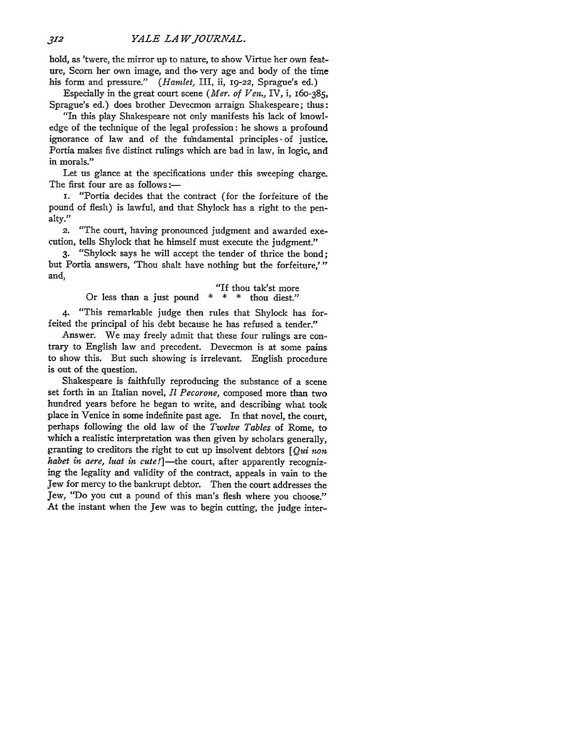hold, as 'twere, the mirror up to nature, to show Virtue her own feature, Scorn her own image, and the very age and body of the time his form and pressure." (*Hamlet,* III, ii, 19-22, Sprague's ed.)

Especially in the great court scene (*Mer. of Ven.,* IV, i, 160-385, Sprague's ed.) does brother Devecmon arraign Shakespeare; thus:

"In this play Shakespeare not only manifests his lack of knowledge of the technique of the legal profession: he shows a profound ignorance of law and of the fundamental principles of justice. Portia makes five distinct rulings which are bad in law, in logic, and in morals."

Let us glance at the specifications under this sweeping charge. The first four are as follows:—

1. "Portia decides that the contract (for the forfeiture of the pound of flesh) is lawful, and that Shylock has a right to the penalty."

2. "The court, having pronounced judgment and awarded execution, tells Shylock that he himself must execute the judgment."

3. "Shylock says he will accept the tender of thrice the bond; but Portia answers, 'Thou shalt have nothing but the forfeiture,'" and,

> "If thou tak'st more
> Or less than a just pound * * * thou diest."

4. "This remarkable judge then rules that Shylock has forfeited the principal of his debt because he has refused a tender."

Answer. We may freely admit that these four rulings are contrary to English law and precedent. Devecmon is at some pains to show this. But such showing is irrelevant. English procedure is out of the question.

Shakespeare is faithfully reproducing the substance of a scene set forth in an Italian novel, *Il Pecorone,* composed more than two hundred years before he began to write, and describing what took place in Venice in some indefinite past age. In that novel, the court, perhaps following the old law of the *Twelve Tables* of Rome, to which a realistic interpretation was then given by scholars generally, granting to creditors the right to cut up insolvent debtors [*Qui non habet in aere, luat in cute!*]—the court, after apparently recognizing the legality and validity of the contract, appeals in vain to the Jew for mercy to the bankrupt debtor. Then the court addresses the Jew, "Do you cut a pound of this man's flesh where you choose." At the instant when the Jew was to begin cutting, the judge inter-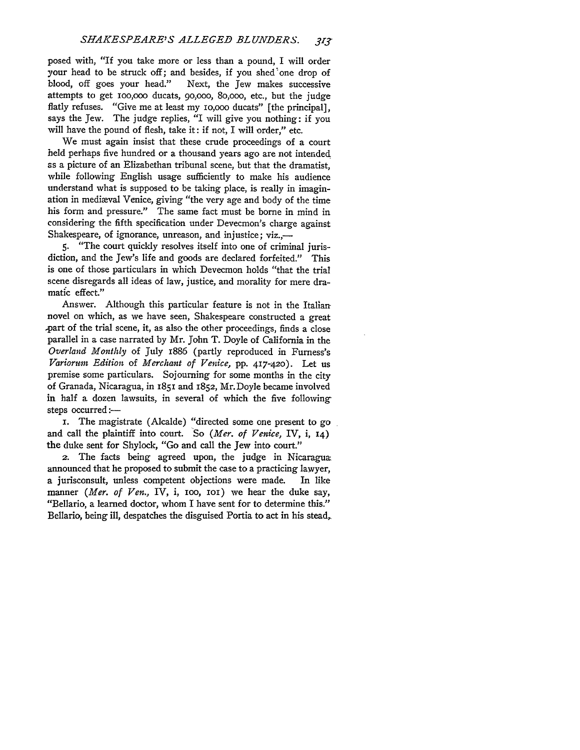posed with, "If you take more or less than a pound, I will order your head to be struck off; and besides, if you shed one drop of blood, off goes your head." Next, the Jew makes successive attempts to get 100,000 ducats, 90,000, 80,000, etc., but the judge flatly refuses. "Give me at least my 10,000 ducats" [the principal], says the Jew. The judge replies, "I will give you nothing: if you will have the pound of flesh, take it: if not, I will order," etc.

We must again insist that these crude proceedings of a court held perhaps five hundred or a thousand years ago are not intended as a picture of an Elizabethan tribunal scene, but that the dramatist, while following English usage sufficiently to make his audience understand what is supposed to be taking place, is really in imagination in mediæval Venice, giving "the very age and body of the time his form and pressure." The same fact must be borne in mind in considering the fifth specification under Devecmon's charge against Shakespeare, of ignorance, unreason, and injustice; viz.,—

5. "The court quickly resolves itself into one of criminal jurisdiction, and the Jew's life and goods are declared forfeited." This is one of those particulars in which Devecmon holds "that the trial scene disregards all ideas of law, justice, and morality for mere dramatic effect."

Answer. Although this particular feature is not in the Italian novel on which, as we have seen, Shakespeare constructed a great part of the trial scene, it, as also the other proceedings, finds a close parallel in a case narrated by Mr. John T. Doyle of California in the *Overland Monthly* of July 1886 (partly reproduced in Furness's *Variorum Edition* of *Merchant of Venice*, pp. 417-420). Let us premise some particulars. Sojourning for some months in the city of Granada, Nicaragua, in 1851 and 1852, Mr. Doyle became involved in half a dozen lawsuits, in several of which the five following steps occurred:—

1. The magistrate (Alcalde) "directed some one present to go and call the plaintiff into court. So (*Mer. of Venice*, IV, i, 14) the duke sent for Shylock, "Go and call the Jew into court."

2. The facts being agreed upon, the judge in Nicaragua announced that he proposed to submit the case to a practicing lawyer, a jurisconsult, unless competent objections were made. In like manner (*Mer. of Ven.*, IV, i, 100, 101) we hear the duke say, "Bellario, a learned doctor, whom I have sent for to determine this." Bellario, being ill, despatches the disguised Portia to act in his stead,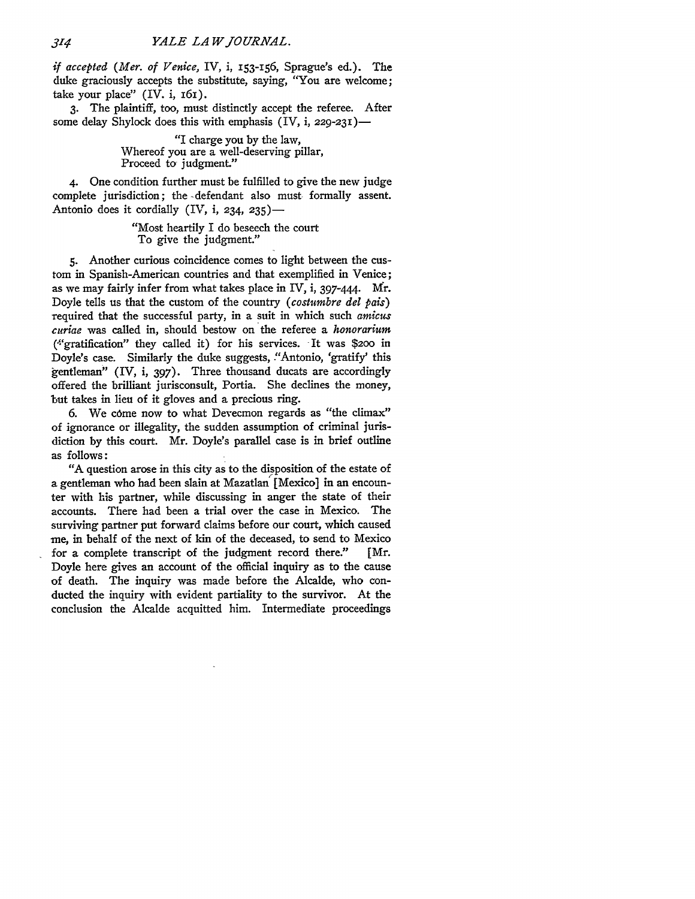*if accepted* (*Mer. of Venice,* IV, i, 153-156, Sprague's ed.). The duke graciously accepts the substitute, saying, "You are welcome; take your place" (IV. i, 161).

3. The plaintiff, too, must distinctly accept the referee. After some delay Shylock does this with emphasis (IV, i, 229-231)—

> "I charge you by the law,
> Whereof you are a well-deserving pillar,
> Proceed to judgment."

4. One condition further must be fulfilled to give the new judge complete jurisdiction; the defendant also must formally assent. Antonio does it cordially (IV, i, 234, 235)—

> "Most heartily I do beseech the court
> To give the judgment."

5. Another curious coincidence comes to light between the custom in Spanish-American countries and that exemplified in Venice; as we may fairly infer from what takes place in IV, i, 397-444. Mr. Doyle tells us that the custom of the country (*costumbre del pais*) required that the successful party, in a suit in which such *amicus curiae* was called in, should bestow on the referee a *honorarium* ("gratification" they called it) for his services. It was $200 in Doyle's case. Similarly the duke suggests, "Antonio, 'gratify' this gentleman" (IV, i, 397). Three thousand ducats are accordingly offered the brilliant jurisconsult, Portia. She declines the money, but takes in lieu of it gloves and a precious ring.

6. We come now to what Devecmon regards as "the climax" of ignorance or illegality, the sudden assumption of criminal jurisdiction by this court. Mr. Doyle's parallel case is in brief outline as follows:

"A question arose in this city as to the disposition of the estate of a gentleman who had been slain at Mazatlan [Mexico] in an encounter with his partner, while discussing in anger the state of their accounts. There had been a trial over the case in Mexico. The surviving partner put forward claims before our court, which caused me, in behalf of the next of kin of the deceased, to send to Mexico for a complete transcript of the judgment record there." [Mr. Doyle here gives an account of the official inquiry as to the cause of death. The inquiry was made before the Alcalde, who conducted the inquiry with evident partiality to the survivor. At the conclusion the Alcalde acquitted him. Intermediate proceedings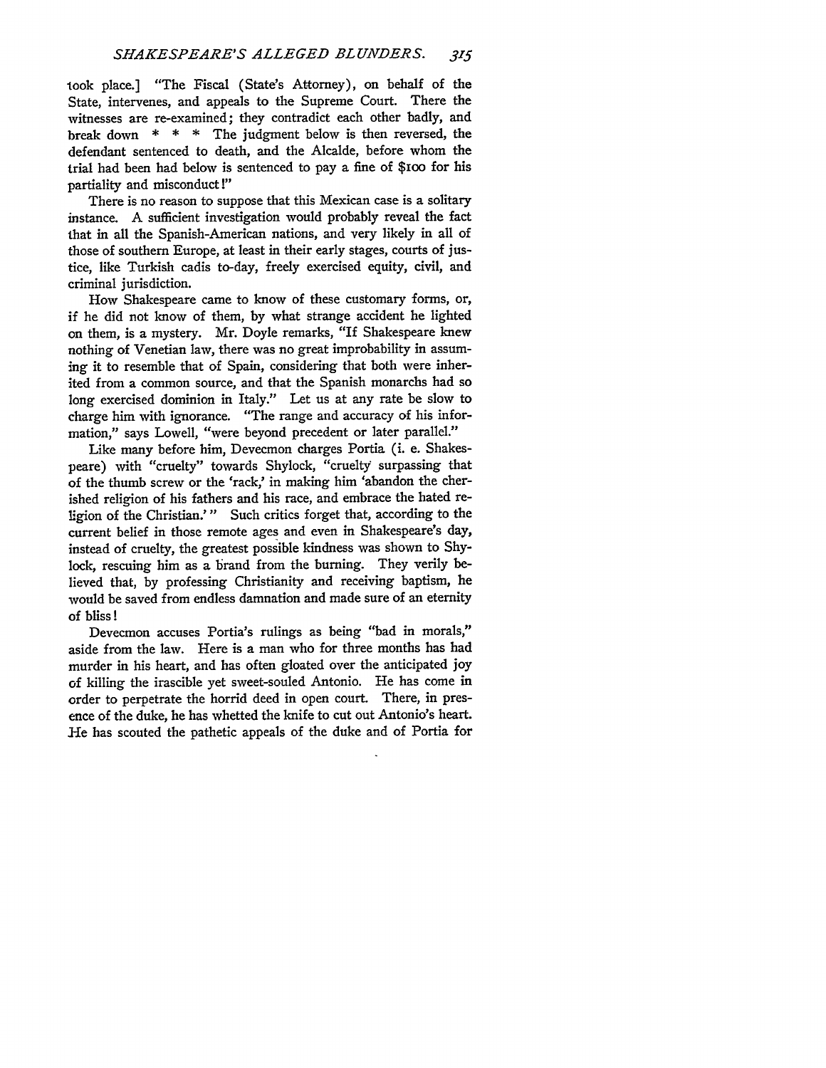took place.] "The Fiscal (State's Attorney), on behalf of the State, intervenes, and appeals to the Supreme Court. There the witnesses are re-examined; they contradict each other badly, and break down * * * The judgment below is then reversed, the defendant sentenced to death, and the Alcalde, before whom the trial had been had below is sentenced to pay a fine of $100 for his partiality and misconduct!"

There is no reason to suppose that this Mexican case is a solitary instance. A sufficient investigation would probably reveal the fact that in all the Spanish-American nations, and very likely in all of those of southern Europe, at least in their early stages, courts of justice, like Turkish cadis to-day, freely exercised equity, civil, and criminal jurisdiction.

How Shakespeare came to know of these customary forms, or, if he did not know of them, by what strange accident he lighted on them, is a mystery. Mr. Doyle remarks, "If Shakespeare knew nothing of Venetian law, there was no great improbability in assuming it to resemble that of Spain, considering that both were inherited from a common source, and that the Spanish monarchs had so long exercised dominion in Italy." Let us at any rate be slow to charge him with ignorance. "The range and accuracy of his information," says Lowell, "were beyond precedent or later parallel."

Like many before him, Devecmon charges Portia (i. e. Shakespeare) with "cruelty" towards Shylock, "cruelty surpassing that of the thumb screw or the 'rack,' in making him 'abandon the cherished religion of his fathers and his race, and embrace the hated religion of the Christian.'" Such critics forget that, according to the current belief in those remote ages and even in Shakespeare's day, instead of cruelty, the greatest possible kindness was shown to Shylock, rescuing him as a brand from the burning. They verily believed that, by professing Christianity and receiving baptism, he would be saved from endless damnation and made sure of an eternity of bliss!

Devecmon accuses Portia's rulings as being "bad in morals," aside from the law. Here is a man who for three months has had murder in his heart, and has often gloated over the anticipated joy of killing the irascible yet sweet-souled Antonio. He has come in order to perpetrate the horrid deed in open court. There, in presence of the duke, he has whetted the knife to cut out Antonio's heart. He has scouted the pathetic appeals of the duke and of Portia for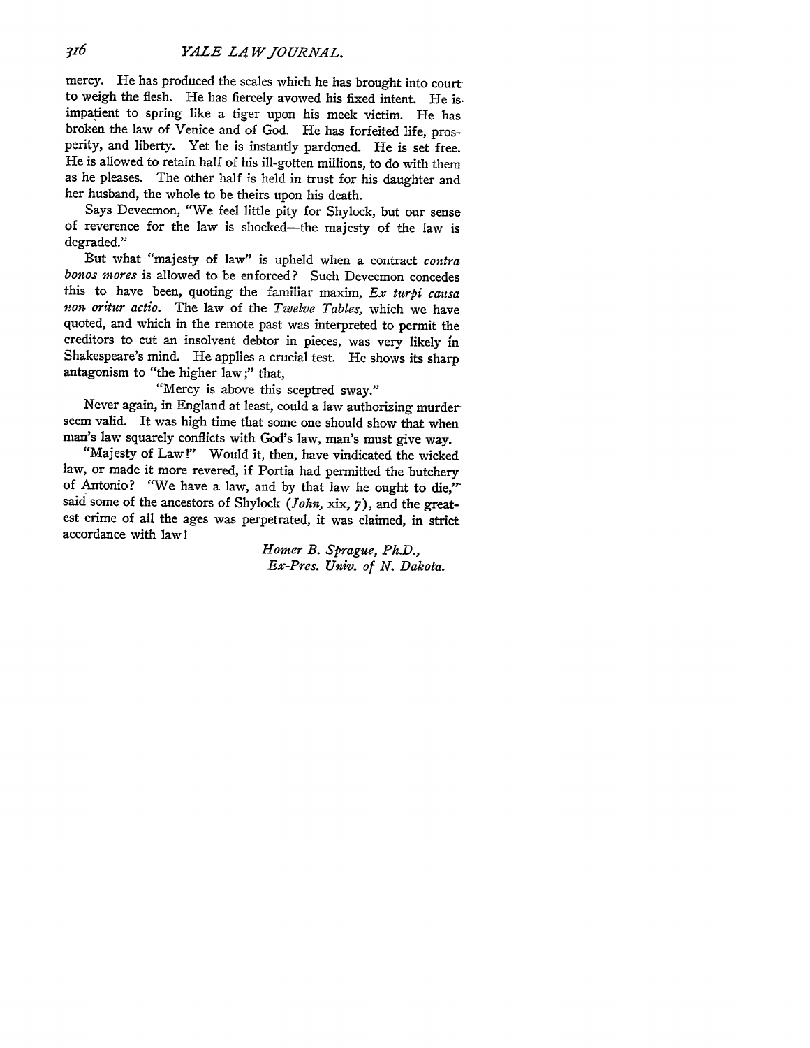mercy. He has produced the scales which he has brought into court to weigh the flesh. He has fiercely avowed his fixed intent. He is impatient to spring like a tiger upon his meek victim. He has broken the law of Venice and of God. He has forfeited life, prosperity, and liberty. Yet he is instantly pardoned. He is set free. He is allowed to retain half of his ill-gotten millions, to do with them as he pleases. The other half is held in trust for his daughter and her husband, the whole to be theirs upon his death.

Says Devecmon, "We feel little pity for Shylock, but our sense of reverence for the law is shocked—the majesty of the law is degraded."

But what "majesty of law" is upheld when a contract *contra bonos mores* is allowed to be enforced? Such Devecmon concedes this to have been, quoting the familiar maxim, *Ex turpi causa non oritur actio.* The law of the *Twelve Tables,* which we have quoted, and which in the remote past was interpreted to permit the creditors to cut an insolvent debtor in pieces, was very likely in Shakespeare's mind. He applies a crucial test. He shows its sharp antagonism to "the higher law;" that,

"Mercy is above this sceptred sway."

Never again, in England at least, could a law authorizing murder seem valid. It was high time that some one should show that when man's law squarely conflicts with God's law, man's must give way.

"Majesty of Law!" Would it, then, have vindicated the wicked law, or made it more revered, if Portia had permitted the butchery of Antonio? "We have a law, and by that law he ought to die," said some of the ancestors of Shylock (*John,* xix, 7), and the greatest crime of all the ages was perpetrated, it was claimed, in strict accordance with law!

*Homer B. Sprague, Ph.D.,*
*Ex-Pres. Univ. of N. Dakota.*